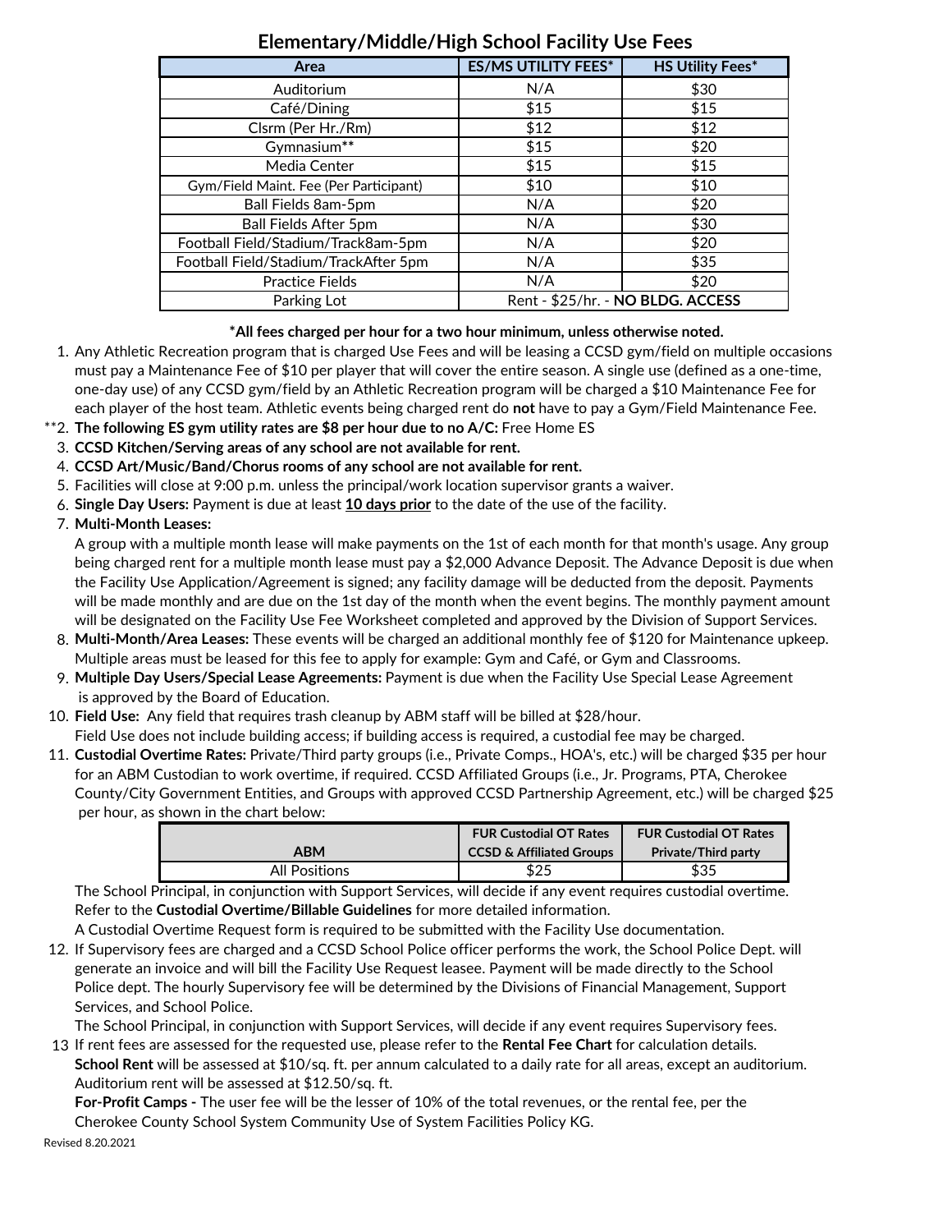# Elementary/Middle/High School Facility Use Fees

| Area | ES/MS UTILITY FEES* | HS Utility Fees* |
|---|---|---|
| Auditorium | N/A | $30 |
| Café/Dining | $15 | $15 |
| Clsrm (Per Hr./Rm) | $12 | $12 |
| Gymnasium** | $15 | $20 |
| Media Center | $15 | $15 |
| Gym/Field Maint. Fee (Per Participant) | $10 | $10 |
| Ball Fields 8am-5pm | N/A | $20 |
| Ball Fields After 5pm | N/A | $30 |
| Football Field/Stadium/Track8am-5pm | N/A | $20 |
| Football Field/Stadium/TrackAfter 5pm | N/A | $35 |
| Practice Fields | N/A | $20 |
| Parking Lot | Rent - $25/hr. - **NO BLDG. ACCESS** | |

***All fees charged per hour for a two hour minimum, unless otherwise noted.**

1. Any Athletic Recreation program that is charged Use Fees and will be leasing a CCSD gym/field on multiple occasions must pay a Maintenance Fee of $10 per player that will cover the entire season. A single use (defined as a one-time, one-day use) of any CCSD gym/field by an Athletic Recreation program will be charged a $10 Maintenance Fee for each player of the host team. Athletic events being charged rent do **not** have to pay a Gym/Field Maintenance Fee.
2. ** **The following ES gym utility rates are $8 per hour due to no A/C:** Free Home ES
3. **CCSD Kitchen/Serving areas of any school are not available for rent.**
4. **CCSD Art/Music/Band/Chorus rooms of any school are not available for rent.**
5. Facilities will close at 9:00 p.m. unless the principal/work location supervisor grants a waiver.
6. **Single Day Users:** Payment is due at least **10 days prior** to the date of the use of the facility.
7. **Multi-Month Leases:**
   A group with a multiple month lease will make payments on the 1st of each month for that month's usage. Any group being charged rent for a multiple month lease must pay a $2,000 Advance Deposit. The Advance Deposit is due when the Facility Use Application/Agreement is signed; any facility damage will be deducted from the deposit. Payments will be made monthly and are due on the 1st day of the month when the event begins. The monthly payment amount will be designated on the Facility Use Fee Worksheet completed and approved by the Division of Support Services.
8. **Multi-Month/Area Leases:** These events will be charged an additional monthly fee of $120 for Maintenance upkeep. Multiple areas must be leased for this fee to apply for example: Gym and Café, or Gym and Classrooms.
9. **Multiple Day Users/Special Lease Agreements:** Payment is due when the Facility Use Special Lease Agreement is approved by the Board of Education.
10. **Field Use:** Any field that requires trash cleanup by ABM staff will be billed at $28/hour.
    Field Use does not include building access; if building access is required, a custodial fee may be charged.
11. **Custodial Overtime Rates:** Private/Third party groups (i.e., Private Comps., HOA's, etc.) will be charged $35 per hour for an ABM Custodian to work overtime, if required. CCSD Affiliated Groups (i.e., Jr. Programs, PTA, Cherokee County/City Government Entities, and Groups with approved CCSD Partnership Agreement, etc.) will be charged $25 per hour, as shown in the chart below:

    | ABM | FUR Custodial OT Rates CCSD & Affiliated Groups | FUR Custodial OT Rates Private/Third party |
    |---|---|---|
    | All Positions | $25 | $35 |

    The School Principal, in conjunction with Support Services, will decide if any event requires custodial overtime.
    Refer to the **Custodial Overtime/Billable Guidelines** for more detailed information.
    A Custodial Overtime Request form is required to be submitted with the Facility Use documentation.
12. If Supervisory fees are charged and a CCSD School Police officer performs the work, the School Police Dept. will generate an invoice and will bill the Facility Use Request leasee. Payment will be made directly to the School Police dept. The hourly Supervisory fee will be determined by the Divisions of Financial Management, Support Services, and School Police.
    The School Principal, in conjunction with Support Services, will decide if any event requires Supervisory fees.
13. If rent fees are assessed for the requested use, please refer to the **Rental Fee Chart** for calculation details.
    **School Rent** will be assessed at $10/sq. ft. per annum calculated to a daily rate for all areas, except an auditorium. Auditorium rent will be assessed at $12.50/sq. ft.
    **For-Profit Camps -** The user fee will be the lesser of 10% of the total revenues, or the rental fee, per the Cherokee County School System Community Use of System Facilities Policy KG.

Revised 8.20.2021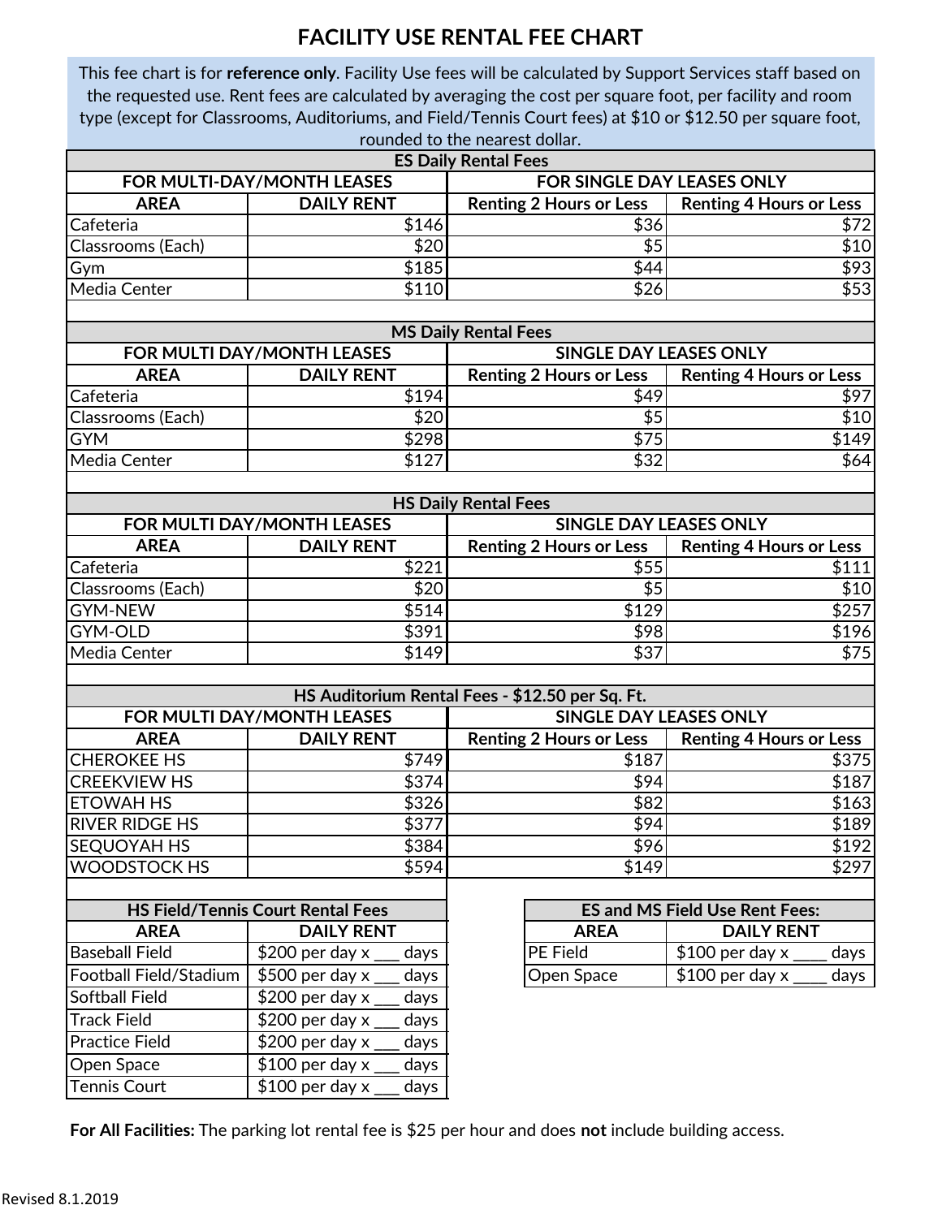# FACILITY USE RENTAL FEE CHART

This fee chart is for **reference only**. Facility Use fees will be calculated by Support Services staff based on the requested use. Rent fees are calculated by averaging the cost per square foot, per facility and room type (except for Classrooms, Auditoriums, and Field/Tennis Court fees) at $10 or $12.50 per square foot, rounded to the nearest dollar.

| ES Daily Rental Fees | | | |
|---|---|---|---|
| FOR MULTI-DAY/MONTH LEASES | | FOR SINGLE DAY LEASES ONLY | |
| AREA | DAILY RENT | Renting 2 Hours or Less | Renting 4 Hours or Less |
| Cafeteria | $146 | $36 | $72 |
| Classrooms (Each) | $20 | $5 | $10 |
| Gym | $185 | $44 | $93 |
| Media Center | $110 | $26 | $53 |

| MS Daily Rental Fees | | | |
|---|---|---|---|
| FOR MULTI DAY/MONTH LEASES | | SINGLE DAY LEASES ONLY | |
| AREA | DAILY RENT | Renting 2 Hours or Less | Renting 4 Hours or Less |
| Cafeteria | $194 | $49 | $97 |
| Classrooms (Each) | $20 | $5 | $10 |
| GYM | $298 | $75 | $149 |
| Media Center | $127 | $32 | $64 |

| HS Daily Rental Fees | | | |
|---|---|---|---|
| FOR MULTI DAY/MONTH LEASES | | SINGLE DAY LEASES ONLY | |
| AREA | DAILY RENT | Renting 2 Hours or Less | Renting 4 Hours or Less |
| Cafeteria | $221 | $55 | $111 |
| Classrooms (Each) | $20 | $5 | $10 |
| GYM-NEW | $514 | $129 | $257 |
| GYM-OLD | $391 | $98 | $196 |
| Media Center | $149 | $37 | $75 |

| HS Auditorium Rental Fees - $12.50 per Sq. Ft. | | | |
|---|---|---|---|
| FOR MULTI DAY/MONTH LEASES | | SINGLE DAY LEASES ONLY | |
| AREA | DAILY RENT | Renting 2 Hours or Less | Renting 4 Hours or Less |
| CHEROKEE HS | $749 | $187 | $375 |
| CREEKVIEW HS | $374 | $94 | $187 |
| ETOWAH HS | $326 | $82 | $163 |
| RIVER RIDGE HS | $377 | $94 | $189 |
| SEQUOYAH HS | $384 | $96 | $192 |
| WOODSTOCK HS | $594 | $149 | $297 |

| HS Field/Tennis Court Rental Fees | |
|---|---|
| AREA | DAILY RENT |
| Baseball Field | $200 per day x ___ days |
| Football Field/Stadium | $500 per day x ___ days |
| Softball Field | $200 per day x ___ days |
| Track Field | $200 per day x ___ days |
| Practice Field | $200 per day x ___ days |
| Open Space | $100 per day x ___ days |
| Tennis Court | $100 per day x ___ days |

| ES and MS Field Use Rent Fees: | |
|---|---|
| AREA | DAILY RENT |
| PE Field | $100 per day x ____ days |
| Open Space | $100 per day x ____ days |

**For All Facilities:** The parking lot rental fee is $25 per hour and does **not** include building access.

Revised 8.1.2019